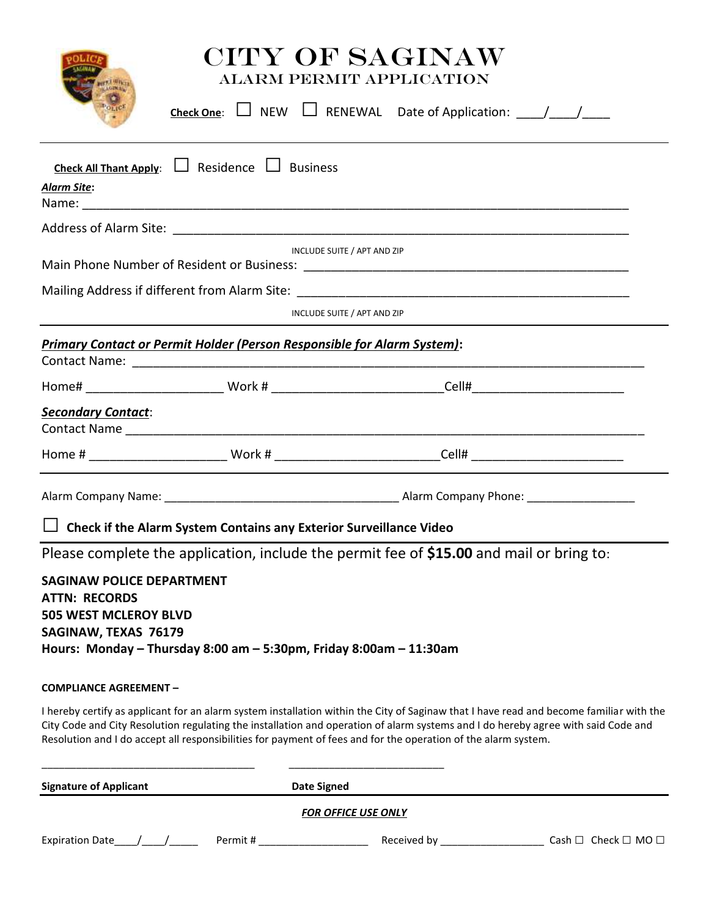# CITY OF SAGINAW

## ALARM PERMIT APPLICATION

**Check One**: ☐ NEW ☐ RENEWAL Date of Application: ____/____/____

---

**Check All Thant Apply**: ☐ Residence ☐ Business

***Alarm Site*:**

Name: ______________________________________________________________________________

Address of Alarm Site: _________________________________________________________________

INCLUDE SUITE / APT AND ZIP

Main Phone Number of Resident or Business: _______________________________________________

Mailing Address if different from Alarm Site: _______________________________________________

INCLUDE SUITE / APT AND ZIP

---

***Primary Contact or Permit Holder (Person Responsible for Alarm System)*:**

Contact Name: _________________________________________________________________________

Home# ___________________ Work # _______________________Cell#_____________________

***Secondary Contact*:**

Contact Name __________________________________________________________________________

Home # ___________________ Work # _______________________Cell# _____________________

---

Alarm Company Name: ___________________________________ Alarm Company Phone: ________________

☐ **Check if the Alarm System Contains any Exterior Surveillance Video**

---

Please complete the application, include the permit fee of **$15.00** and mail or bring to:

**SAGINAW POLICE DEPARTMENT**
**ATTN: RECORDS**
**505 WEST MCLEROY BLVD**
**SAGINAW, TEXAS 76179**
**Hours: Monday – Thursday 8:00 am – 5:30pm, Friday 8:00am – 11:30am**

**COMPLIANCE AGREEMENT –**

I hereby certify as applicant for an alarm system installation within the City of Saginaw that I have read and become familiar with the City Code and City Resolution regulating the installation and operation of alarm systems and I do hereby agree with said Code and Resolution and I do accept all responsibilities for payment of fees and for the operation of the alarm system.

___________________________________ _________________________

**Signature of Applicant** **Date Signed**

---

***FOR OFFICE USE ONLY***

Expiration Date____/____/_____ Permit # ___________________ Received by _________________ Cash ☐ Check ☐ MO ☐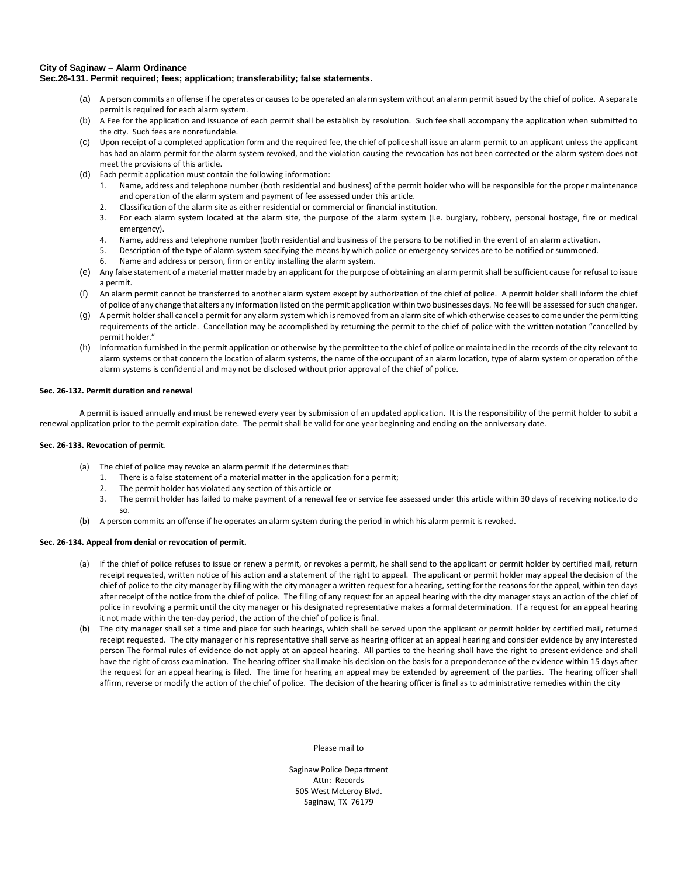**City of Saginaw – Alarm Ordinance**

**Sec.26-131. Permit required; fees; application; transferability; false statements.**

(a) A person commits an offense if he operates or causes to be operated an alarm system without an alarm permit issued by the chief of police. A separate permit is required for each alarm system.

(b) A Fee for the application and issuance of each permit shall be establish by resolution. Such fee shall accompany the application when submitted to the city. Such fees are nonrefundable.

(c) Upon receipt of a completed application form and the required fee, the chief of police shall issue an alarm permit to an applicant unless the applicant has had an alarm permit for the alarm system revoked, and the violation causing the revocation has not been corrected or the alarm system does not meet the provisions of this article.

(d) Each permit application must contain the following information:

1. Name, address and telephone number (both residential and business) of the permit holder who will be responsible for the proper maintenance and operation of the alarm system and payment of fee assessed under this article.
2. Classification of the alarm site as either residential or commercial or financial institution.
3. For each alarm system located at the alarm site, the purpose of the alarm system (i.e. burglary, robbery, personal hostage, fire or medical emergency).
4. Name, address and telephone number (both residential and business of the persons to be notified in the event of an alarm activation.
5. Description of the type of alarm system specifying the means by which police or emergency services are to be notified or summoned.
6. Name and address or person, firm or entity installing the alarm system.

(e) Any false statement of a material matter made by an applicant for the purpose of obtaining an alarm permit shall be sufficient cause for refusal to issue a permit.

(f) An alarm permit cannot be transferred to another alarm system except by authorization of the chief of police. A permit holder shall inform the chief of police of any change that alters any information listed on the permit application within two businesses days. No fee will be assessed for such changer.

(g) A permit holder shall cancel a permit for any alarm system which is removed from an alarm site of which otherwise ceases to come under the permitting requirements of the article. Cancellation may be accomplished by returning the permit to the chief of police with the written notation "cancelled by permit holder."

(h) Information furnished in the permit application or otherwise by the permittee to the chief of police or maintained in the records of the city relevant to alarm systems or that concern the location of alarm systems, the name of the occupant of an alarm location, type of alarm system or operation of the alarm systems is confidential and may not be disclosed without prior approval of the chief of police.

**Sec. 26-132. Permit duration and renewal**

A permit is issued annually and must be renewed every year by submission of an updated application. It is the responsibility of the permit holder to subit a renewal application prior to the permit expiration date. The permit shall be valid for one year beginning and ending on the anniversary date.

**Sec. 26-133. Revocation of permit**.

(a) The chief of police may revoke an alarm permit if he determines that:

1. There is a false statement of a material matter in the application for a permit;
2. The permit holder has violated any section of this article or
3. The permit holder has failed to make payment of a renewal fee or service fee assessed under this article within 30 days of receiving notice.to do so.

(b) A person commits an offense if he operates an alarm system during the period in which his alarm permit is revoked.

**Sec. 26-134. Appeal from denial or revocation of permit.**

(a) If the chief of police refuses to issue or renew a permit, or revokes a permit, he shall send to the applicant or permit holder by certified mail, return receipt requested, written notice of his action and a statement of the right to appeal. The applicant or permit holder may appeal the decision of the chief of police to the city manager by filing with the city manager a written request for a hearing, setting for the reasons for the appeal, within ten days after receipt of the notice from the chief of police. The filing of any request for an appeal hearing with the city manager stays an action of the chief of police in revolving a permit until the city manager or his designated representative makes a formal determination. If a request for an appeal hearing it not made within the ten-day period, the action of the chief of police is final.

(b) The city manager shall set a time and place for such hearings, which shall be served upon the applicant or permit holder by certified mail, returned receipt requested. The city manager or his representative shall serve as hearing officer at an appeal hearing and consider evidence by any interested person The formal rules of evidence do not apply at an appeal hearing. All parties to the hearing shall have the right to present evidence and shall have the right of cross examination. The hearing officer shall make his decision on the basis for a preponderance of the evidence within 15 days after the request for an appeal hearing is filed. The time for hearing an appeal may be extended by agreement of the parties. The hearing officer shall affirm, reverse or modify the action of the chief of police. The decision of the hearing officer is final as to administrative remedies within the city

Please mail to

Saginaw Police Department
Attn: Records
505 West McLeroy Blvd.
Saginaw, TX 76179